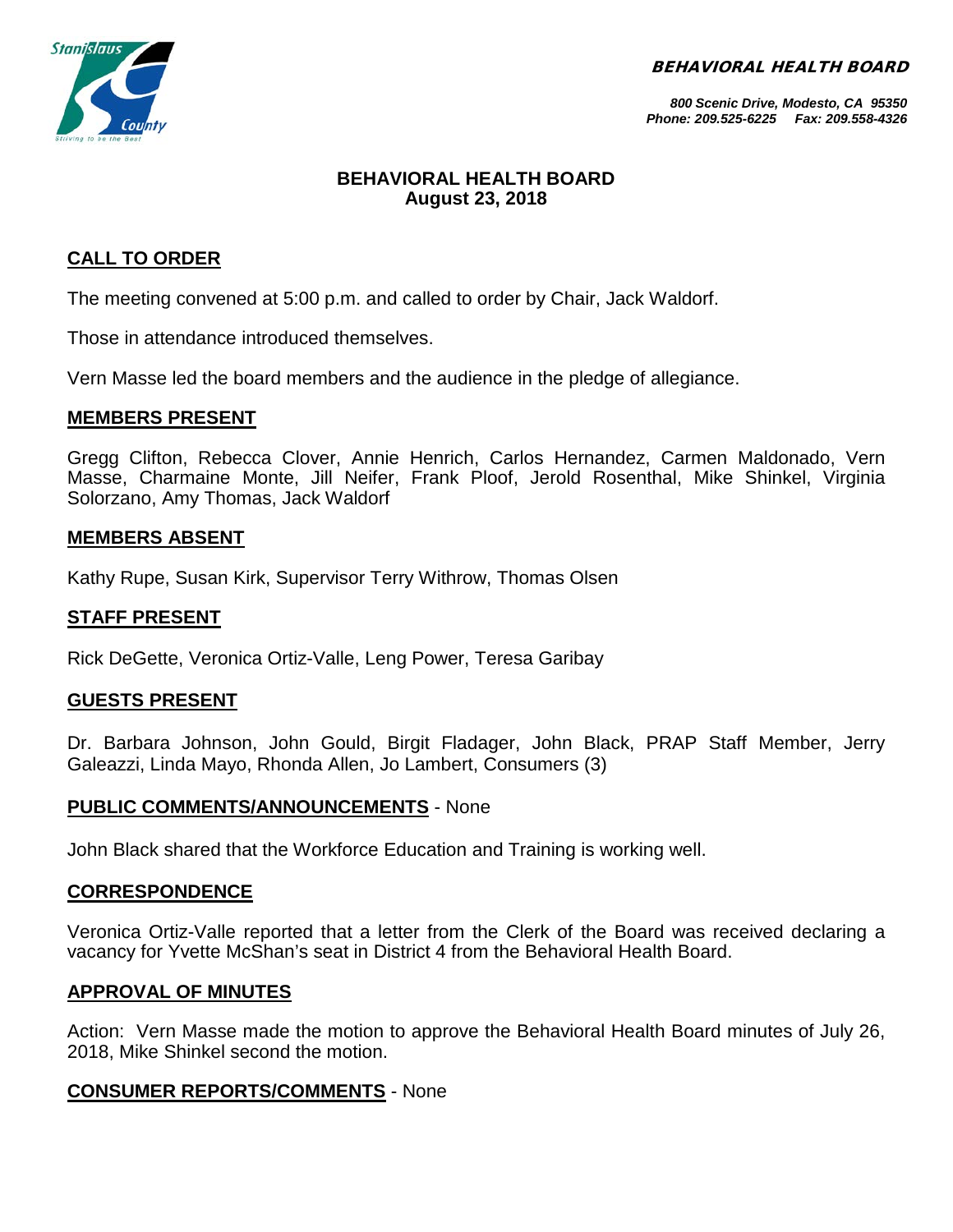***BEHAVIORAL HEALTH BOARD***

***800 Scenic Drive, Modesto, CA 95350***
***Phone: 209.525-6225 Fax: 209.558-4326***

# BEHAVIORAL HEALTH BOARD
## August 23, 2018

## CALL TO ORDER

The meeting convened at 5:00 p.m. and called to order by Chair, Jack Waldorf.

Those in attendance introduced themselves.

Vern Masse led the board members and the audience in the pledge of allegiance.

## MEMBERS PRESENT

Gregg Clifton, Rebecca Clover, Annie Henrich, Carlos Hernandez, Carmen Maldonado, Vern Masse, Charmaine Monte, Jill Neifer, Frank Ploof, Jerold Rosenthal, Mike Shinkel, Virginia Solorzano, Amy Thomas, Jack Waldorf

## MEMBERS ABSENT

Kathy Rupe, Susan Kirk, Supervisor Terry Withrow, Thomas Olsen

## STAFF PRESENT

Rick DeGette, Veronica Ortiz-Valle, Leng Power, Teresa Garibay

## GUESTS PRESENT

Dr. Barbara Johnson, John Gould, Birgit Fladager, John Black, PRAP Staff Member, Jerry Galeazzi, Linda Mayo, Rhonda Allen, Jo Lambert, Consumers (3)

## PUBLIC COMMENTS/ANNOUNCEMENTS - None

John Black shared that the Workforce Education and Training is working well.

## CORRESPONDENCE

Veronica Ortiz-Valle reported that a letter from the Clerk of the Board was received declaring a vacancy for Yvette McShan's seat in District 4 from the Behavioral Health Board.

## APPROVAL OF MINUTES

Action: Vern Masse made the motion to approve the Behavioral Health Board minutes of July 26, 2018, Mike Shinkel second the motion.

## CONSUMER REPORTS/COMMENTS - None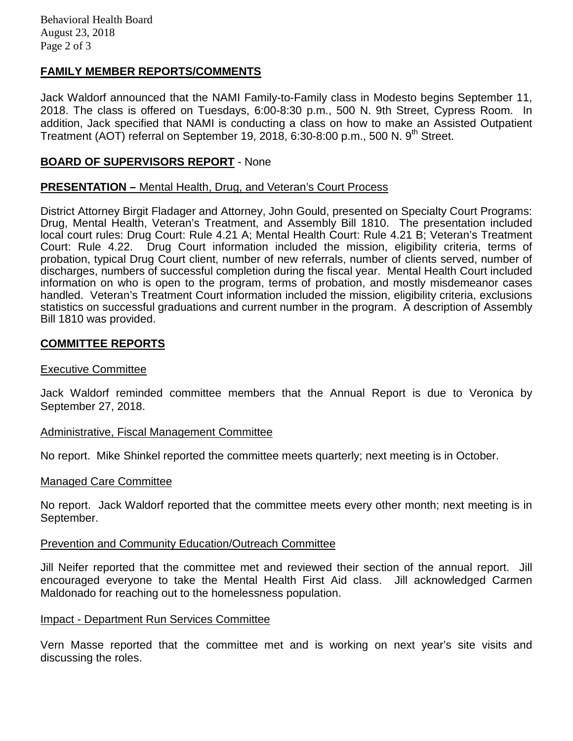## FAMILY MEMBER REPORTS/COMMENTS

Jack Waldorf announced that the NAMI Family-to-Family class in Modesto begins September 11, 2018. The class is offered on Tuesdays, 6:00-8:30 p.m., 500 N. 9th Street, Cypress Room. In addition, Jack specified that NAMI is conducting a class on how to make an Assisted Outpatient Treatment (AOT) referral on September 19, 2018, 6:30-8:00 p.m., 500 N. 9th Street.

## BOARD OF SUPERVISORS REPORT - None

## PRESENTATION – Mental Health, Drug, and Veteran's Court Process

District Attorney Birgit Fladager and Attorney, John Gould, presented on Specialty Court Programs: Drug, Mental Health, Veteran's Treatment, and Assembly Bill 1810. The presentation included local court rules: Drug Court: Rule 4.21 A; Mental Health Court: Rule 4.21 B; Veteran's Treatment Court: Rule 4.22. Drug Court information included the mission, eligibility criteria, terms of probation, typical Drug Court client, number of new referrals, number of clients served, number of discharges, numbers of successful completion during the fiscal year. Mental Health Court included information on who is open to the program, terms of probation, and mostly misdemeanor cases handled. Veteran's Treatment Court information included the mission, eligibility criteria, exclusions statistics on successful graduations and current number in the program. A description of Assembly Bill 1810 was provided.

## COMMITTEE REPORTS

### Executive Committee

Jack Waldorf reminded committee members that the Annual Report is due to Veronica by September 27, 2018.

### Administrative, Fiscal Management Committee

No report. Mike Shinkel reported the committee meets quarterly; next meeting is in October.

### Managed Care Committee

No report. Jack Waldorf reported that the committee meets every other month; next meeting is in September.

### Prevention and Community Education/Outreach Committee

Jill Neifer reported that the committee met and reviewed their section of the annual report. Jill encouraged everyone to take the Mental Health First Aid class. Jill acknowledged Carmen Maldonado for reaching out to the homelessness population.

### Impact - Department Run Services Committee

Vern Masse reported that the committee met and is working on next year's site visits and discussing the roles.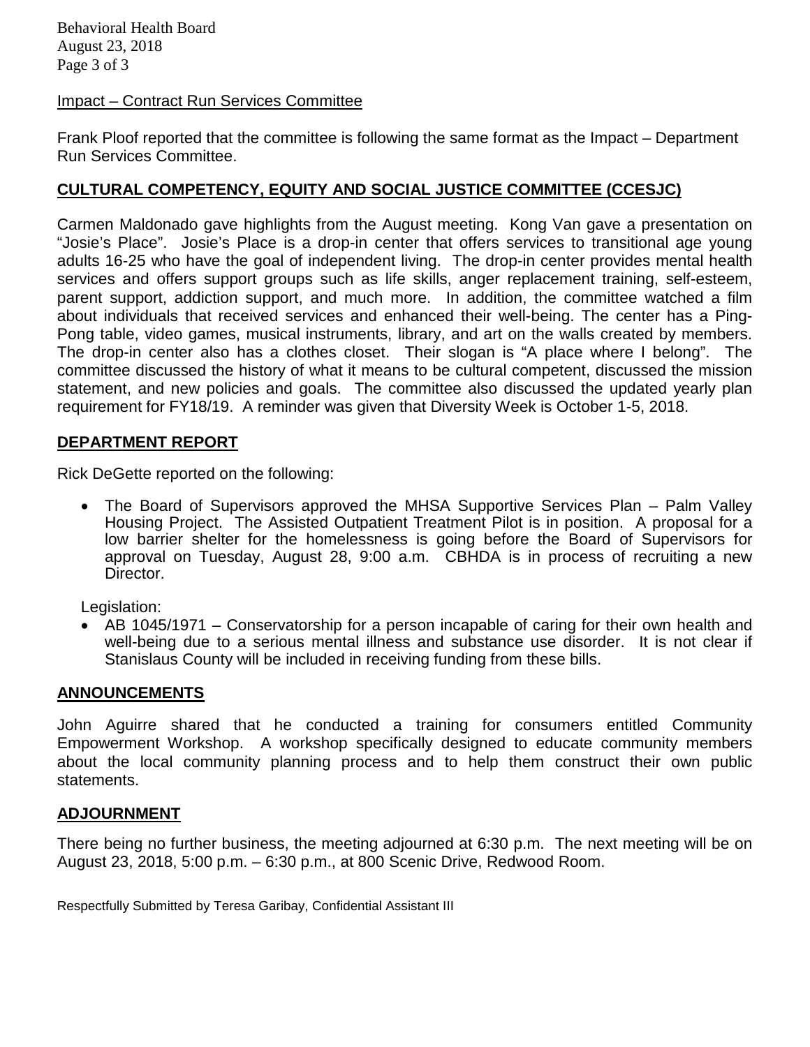Impact – Contract Run Services Committee

Frank Ploof reported that the committee is following the same format as the Impact – Department Run Services Committee.

## CULTURAL COMPETENCY, EQUITY AND SOCIAL JUSTICE COMMITTEE (CCESJC)

Carmen Maldonado gave highlights from the August meeting. Kong Van gave a presentation on "Josie's Place". Josie's Place is a drop-in center that offers services to transitional age young adults 16-25 who have the goal of independent living. The drop-in center provides mental health services and offers support groups such as life skills, anger replacement training, self-esteem, parent support, addiction support, and much more. In addition, the committee watched a film about individuals that received services and enhanced their well-being. The center has a Ping-Pong table, video games, musical instruments, library, and art on the walls created by members. The drop-in center also has a clothes closet. Their slogan is "A place where I belong". The committee discussed the history of what it means to be cultural competent, discussed the mission statement, and new policies and goals. The committee also discussed the updated yearly plan requirement for FY18/19. A reminder was given that Diversity Week is October 1-5, 2018.

## DEPARTMENT REPORT

Rick DeGette reported on the following:

- The Board of Supervisors approved the MHSA Supportive Services Plan – Palm Valley Housing Project. The Assisted Outpatient Treatment Pilot is in position. A proposal for a low barrier shelter for the homelessness is going before the Board of Supervisors for approval on Tuesday, August 28, 9:00 a.m. CBHDA is in process of recruiting a new Director.

Legislation:

- AB 1045/1971 – Conservatorship for a person incapable of caring for their own health and well-being due to a serious mental illness and substance use disorder. It is not clear if Stanislaus County will be included in receiving funding from these bills.

## ANNOUNCEMENTS

John Aguirre shared that he conducted a training for consumers entitled Community Empowerment Workshop. A workshop specifically designed to educate community members about the local community planning process and to help them construct their own public statements.

## ADJOURNMENT

There being no further business, the meeting adjourned at 6:30 p.m. The next meeting will be on August 23, 2018, 5:00 p.m. – 6:30 p.m., at 800 Scenic Drive, Redwood Room.

Respectfully Submitted by Teresa Garibay, Confidential Assistant III